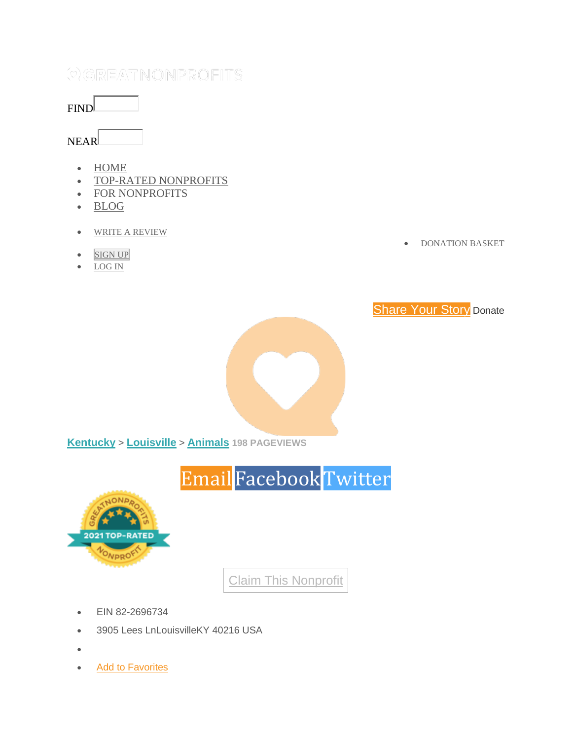GREATNONPROFITS

FIND

NEAR

- HOME
- TOP-RATED NONPROFITS
- FOR NONPROFITS
- BLOG

- WRITE A REVIEW

- DONATION BASKET

- SIGN UP
- LOG IN

Share Your Story Donate

Kentucky > Louisville > Animals 198 PAGEVIEWS

Email Facebook Twitter

2021 TOP-RATED NONPROFIT

Claim This Nonprofit

- EIN 82-2696734
- 3905 Lees LnLouisvilleKY 40216 USA
- 
- Add to Favorites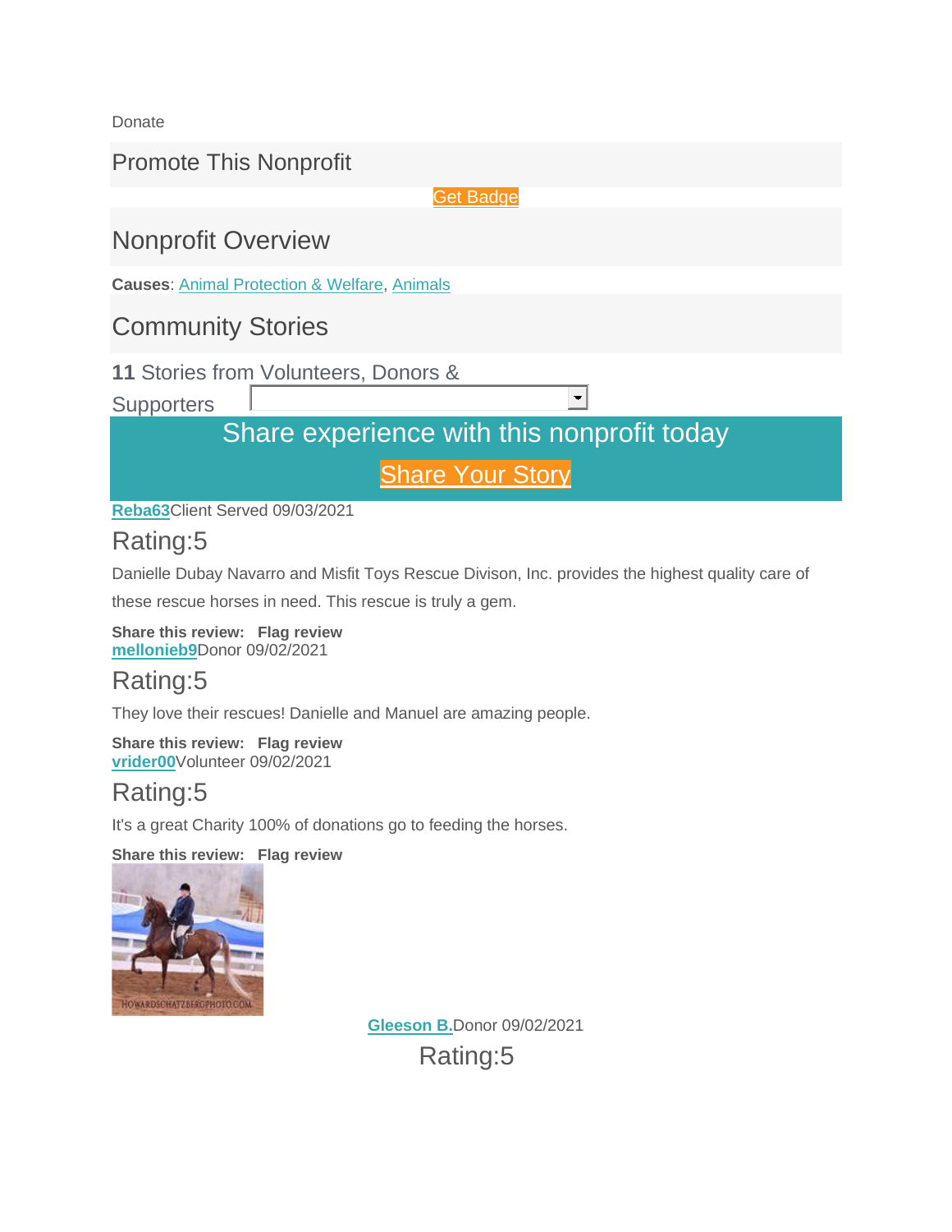Donate

## Promote This Nonprofit

Get Badge

## Nonprofit Overview

**Causes**: Animal Protection & Welfare, Animals

## Community Stories

**11** Stories from Volunteers, Donors & Supporters

Share experience with this nonprofit today

Share Your Story

**Reba63**Client Served 09/03/2021

### Rating:5

Danielle Dubay Navarro and Misfit Toys Rescue Divison, Inc. provides the highest quality care of these rescue horses in need. This rescue is truly a gem.

**Share this review: Flag review**

**mellonieb9**Donor 09/02/2021

### Rating:5

They love their rescues! Danielle and Manuel are amazing people.

**Share this review: Flag review**

**vrider00**Volunteer 09/02/2021

### Rating:5

It's a great Charity 100% of donations go to feeding the horses.

**Share this review: Flag review**

**Gleeson B.**Donor 09/02/2021

### Rating:5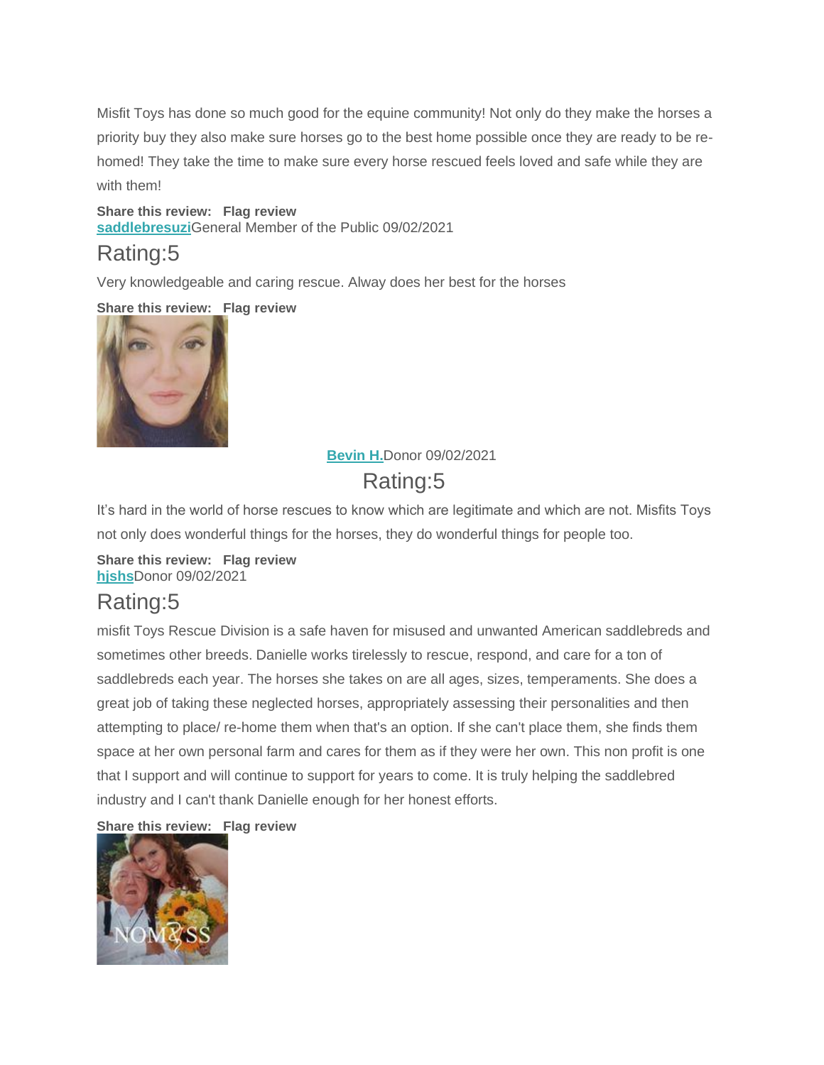Misfit Toys has done so much good for the equine community! Not only do they make the horses a priority buy they also make sure horses go to the best home possible once they are ready to be re-homed! They take the time to make sure every horse rescued feels loved and safe while they are with them!

**Share this review: Flag review**
**saddlebresuzi**General Member of the Public 09/02/2021

## Rating:5

Very knowledgeable and caring rescue. Alway does her best for the horses

**Share this review: Flag review**

**Bevin H.**Donor 09/02/2021

## Rating:5

It's hard in the world of horse rescues to know which are legitimate and which are not. Misfits Toys not only does wonderful things for the horses, they do wonderful things for people too.

**Share this review: Flag review**
**hjshs**Donor 09/02/2021

## Rating:5

misfit Toys Rescue Division is a safe haven for misused and unwanted American saddlebreds and sometimes other breeds. Danielle works tirelessly to rescue, respond, and care for a ton of saddlebreds each year. The horses she takes on are all ages, sizes, temperaments. She does a great job of taking these neglected horses, appropriately assessing their personalities and then attempting to place/ re-home them when that's an option. If she can't place them, she finds them space at her own personal farm and cares for them as if they were her own. This non profit is one that I support and will continue to support for years to come. It is truly helping the saddlebred industry and I can't thank Danielle enough for her honest efforts.

**Share this review: Flag review**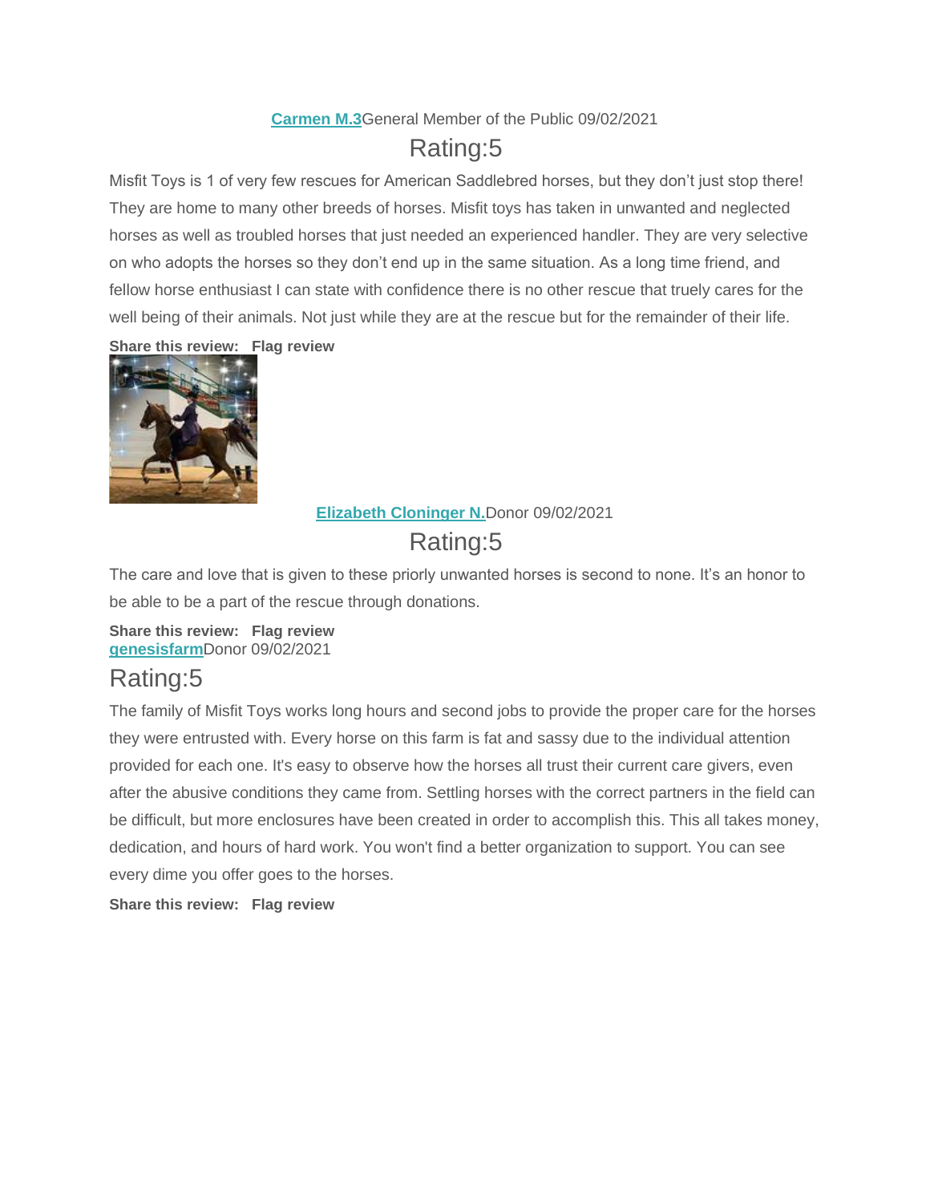**Carmen M.3** General Member of the Public 09/02/2021

Rating:5

Misfit Toys is 1 of very few rescues for American Saddlebred horses, but they don't just stop there! They are home to many other breeds of horses. Misfit toys has taken in unwanted and neglected horses as well as troubled horses that just needed an experienced handler. They are very selective on who adopts the horses so they don't end up in the same situation. As a long time friend, and fellow horse enthusiast I can state with confidence there is no other rescue that truely cares for the well being of their animals. Not just while they are at the rescue but for the remainder of their life.

**Share this review: Flag review**

**Elizabeth Cloninger N.** Donor 09/02/2021

Rating:5

The care and love that is given to these priorly unwanted horses is second to none. It's an honor to be able to be a part of the rescue through donations.

**Share this review: Flag review**

**genesisfarm** Donor 09/02/2021

Rating:5

The family of Misfit Toys works long hours and second jobs to provide the proper care for the horses they were entrusted with. Every horse on this farm is fat and sassy due to the individual attention provided for each one. It's easy to observe how the horses all trust their current care givers, even after the abusive conditions they came from. Settling horses with the correct partners in the field can be difficult, but more enclosures have been created in order to accomplish this. This all takes money, dedication, and hours of hard work. You won't find a better organization to support. You can see every dime you offer goes to the horses.

**Share this review: Flag review**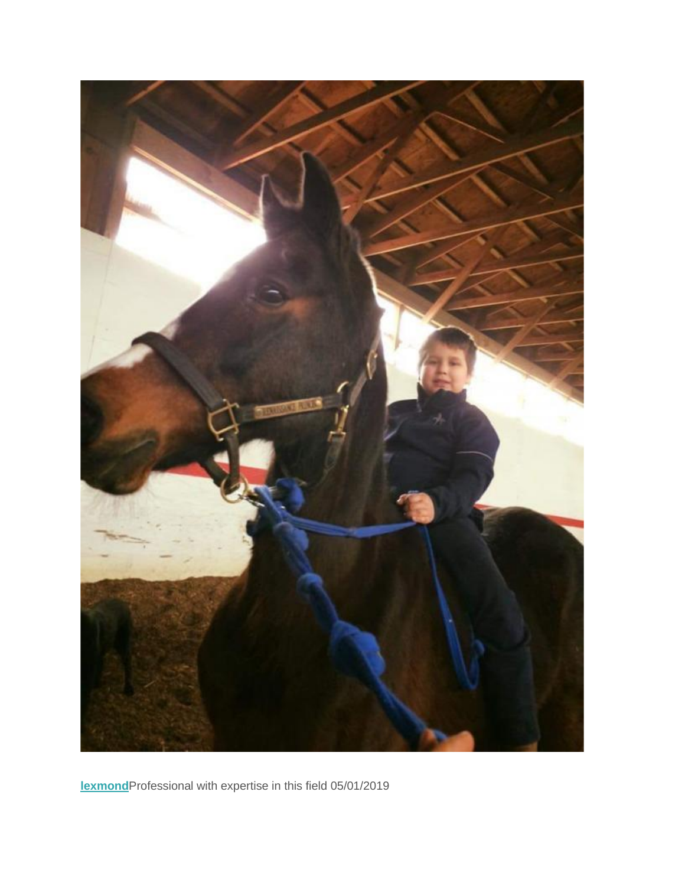**lexmond**Professional with expertise in this field 05/01/2019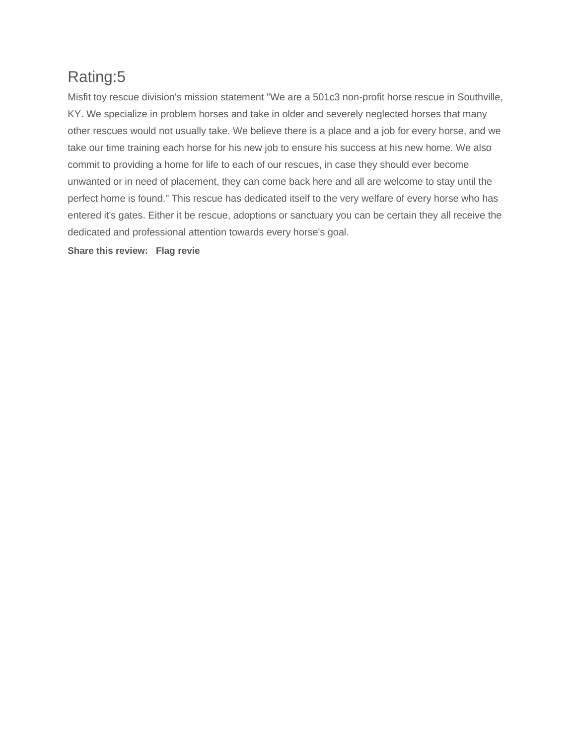## Rating:5

Misfit toy rescue division's mission statement "We are a 501c3 non-profit horse rescue in Southville, KY. We specialize in problem horses and take in older and severely neglected horses that many other rescues would not usually take. We believe there is a place and a job for every horse, and we take our time training each horse for his new job to ensure his success at his new home. We also commit to providing a home for life to each of our rescues, in case they should ever become unwanted or in need of placement, they can come back here and all are welcome to stay until the perfect home is found." This rescue has dedicated itself to the very welfare of every horse who has entered it's gates. Either it be rescue, adoptions or sanctuary you can be certain they all receive the dedicated and professional attention towards every horse's goal.

**Share this review:** **Flag revie**